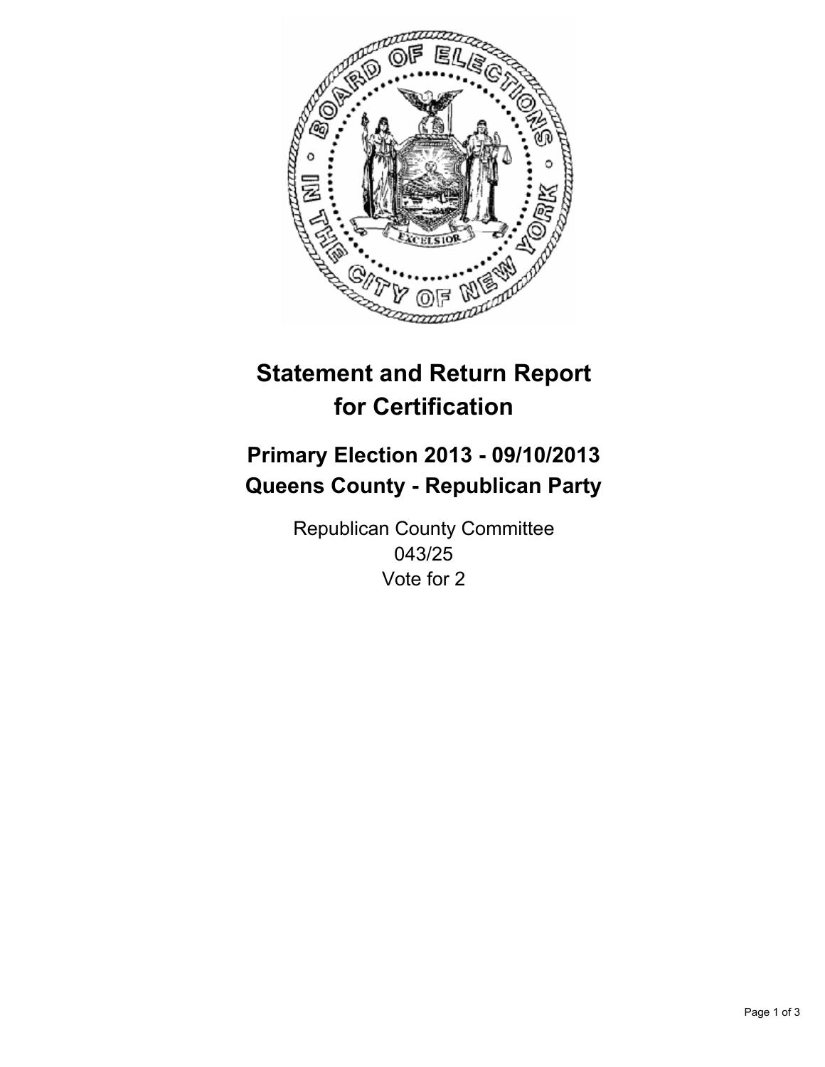# Statement and Return Report for Certification

## Primary Election 2013 - 09/10/2013
## Queens County - Republican Party

Republican County Committee
043/25
Vote for 2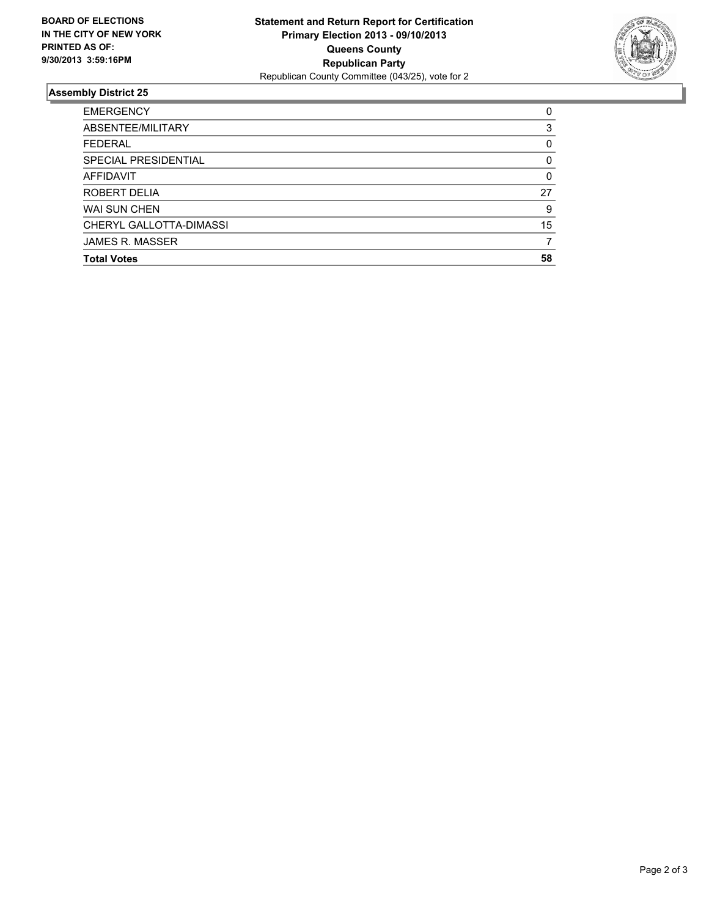**BOARD OF ELECTIONS**
**IN THE CITY OF NEW YORK**
**PRINTED AS OF:**
**9/30/2013 3:59:16PM**

**Statement and Return Report for Certification**
**Primary Election 2013 - 09/10/2013**
**Queens County**
**Republican Party**
Republican County Committee (043/25), vote for 2

## Assembly District 25

| | |
|---|---|
| EMERGENCY | 0 |
| ABSENTEE/MILITARY | 3 |
| FEDERAL | 0 |
| SPECIAL PRESIDENTIAL | 0 |
| AFFIDAVIT | 0 |
| ROBERT DELIA | 27 |
| WAI SUN CHEN | 9 |
| CHERYL GALLOTTA-DIMASSI | 15 |
| JAMES R. MASSER | 7 |
| **Total Votes** | **58** |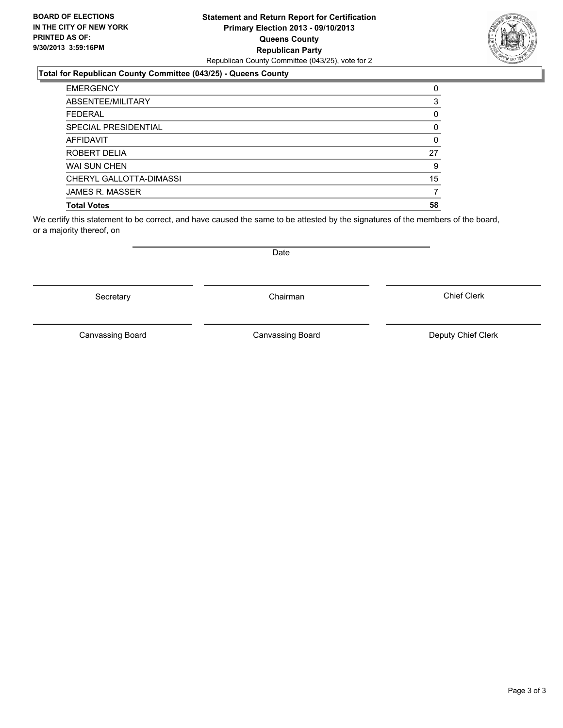**BOARD OF ELECTIONS**
**IN THE CITY OF NEW YORK**
**PRINTED AS OF:**
**9/30/2013 3:59:16PM**

# Statement and Return Report for Certification
## Primary Election 2013 - 09/10/2013
## Queens County
## Republican Party

Republican County Committee (043/25), vote for 2

### Total for Republican County Committee (043/25) - Queens County

| | |
|---|---|
| EMERGENCY | 0 |
| ABSENTEE/MILITARY | 3 |
| FEDERAL | 0 |
| SPECIAL PRESIDENTIAL | 0 |
| AFFIDAVIT | 0 |
| ROBERT DELIA | 27 |
| WAI SUN CHEN | 9 |
| CHERYL GALLOTTA-DIMASSI | 15 |
| JAMES R. MASSER | 7 |
| **Total Votes** | **58** |

We certify this statement to be correct, and have caused the same to be attested by the signatures of the members of the board, or a majority thereof, on

Date

Secretary

Chairman

Chief Clerk

Canvassing Board

Canvassing Board

Deputy Chief Clerk